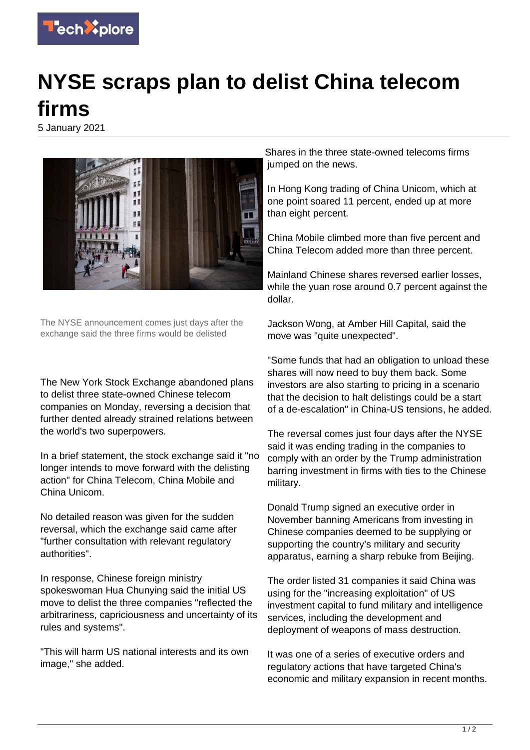# NYSE scraps plan to delist China telecom firms

5 January 2021

The NYSE announcement comes just days after the exchange said the three firms would be delisted

The New York Stock Exchange abandoned plans to delist three state-owned Chinese telecom companies on Monday, reversing a decision that further dented already strained relations between the world's two superpowers.

In a brief statement, the stock exchange said it "no longer intends to move forward with the delisting action" for China Telecom, China Mobile and China Unicom.

No detailed reason was given for the sudden reversal, which the exchange said came after "further consultation with relevant regulatory authorities".

In response, Chinese foreign ministry spokeswoman Hua Chunying said the initial US move to delist the three companies "reflected the arbitrariness, capriciousness and uncertainty of its rules and systems".

"This will harm US national interests and its own image," she added.

Shares in the three state-owned telecoms firms jumped on the news.

In Hong Kong trading of China Unicom, which at one point soared 11 percent, ended up at more than eight percent.

China Mobile climbed more than five percent and China Telecom added more than three percent.

Mainland Chinese shares reversed earlier losses, while the yuan rose around 0.7 percent against the dollar.

Jackson Wong, at Amber Hill Capital, said the move was "quite unexpected".

"Some funds that had an obligation to unload these shares will now need to buy them back. Some investors are also starting to pricing in a scenario that the decision to halt delistings could be a start of a de-escalation" in China-US tensions, he added.

The reversal comes just four days after the NYSE said it was ending trading in the companies to comply with an order by the Trump administration barring investment in firms with ties to the Chinese military.

Donald Trump signed an executive order in November banning Americans from investing in Chinese companies deemed to be supplying or supporting the country's military and security apparatus, earning a sharp rebuke from Beijing.

The order listed 31 companies it said China was using for the "increasing exploitation" of US investment capital to fund military and intelligence services, including the development and deployment of weapons of mass destruction.

It was one of a series of executive orders and regulatory actions that have targeted China's economic and military expansion in recent months.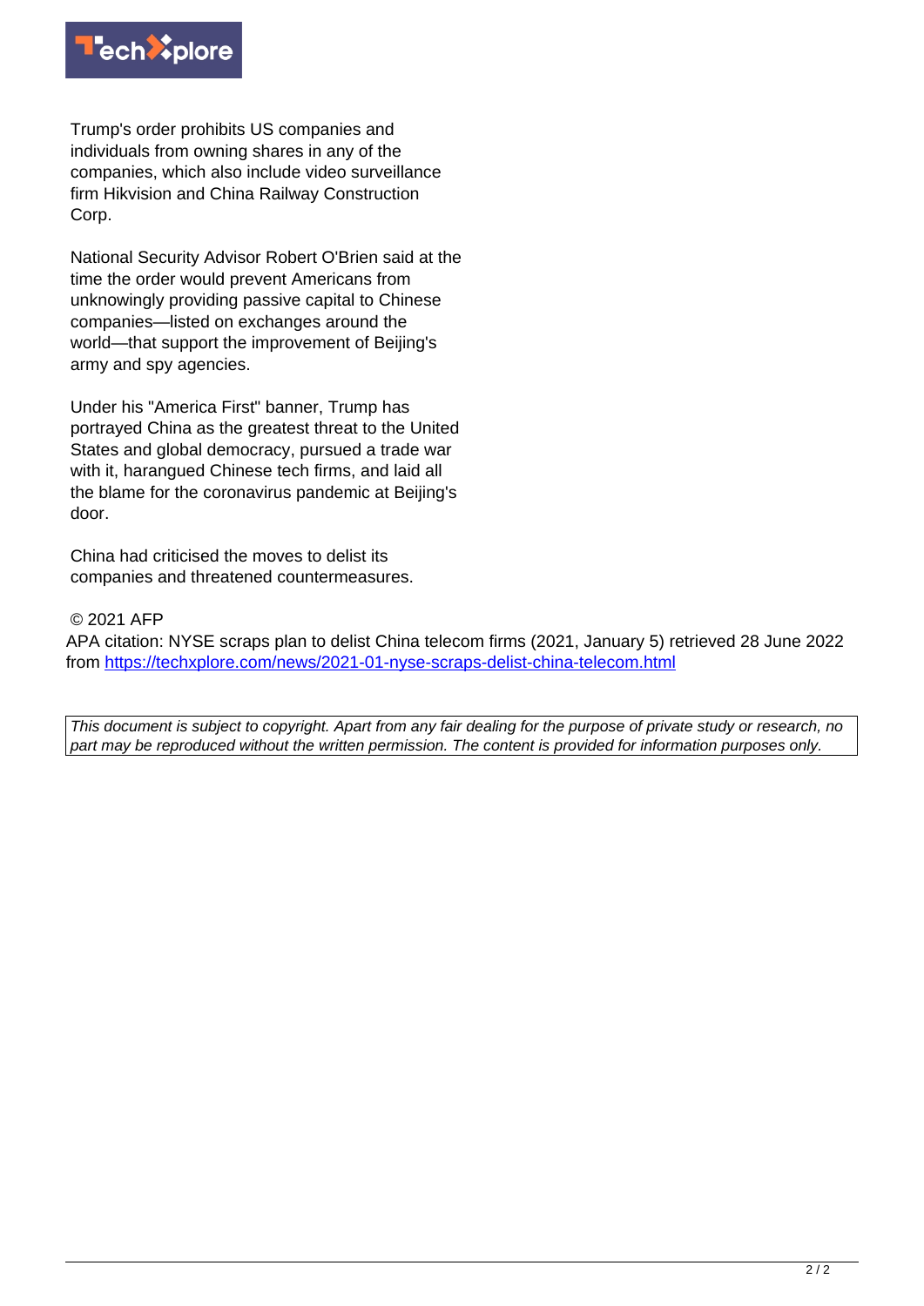Trump's order prohibits US companies and individuals from owning shares in any of the companies, which also include video surveillance firm Hikvision and China Railway Construction Corp.

National Security Advisor Robert O'Brien said at the time the order would prevent Americans from unknowingly providing passive capital to Chinese companies—listed on exchanges around the world—that support the improvement of Beijing's army and spy agencies.

Under his "America First" banner, Trump has portrayed China as the greatest threat to the United States and global democracy, pursued a trade war with it, harangued Chinese tech firms, and laid all the blame for the coronavirus pandemic at Beijing's door.

China had criticised the moves to delist its companies and threatened countermeasures.

© 2021 AFP

APA citation: NYSE scraps plan to delist China telecom firms (2021, January 5) retrieved 28 June 2022 from https://techxplore.com/news/2021-01-nyse-scraps-delist-china-telecom.html

*This document is subject to copyright. Apart from any fair dealing for the purpose of private study or research, no part may be reproduced without the written permission. The content is provided for information purposes only.*